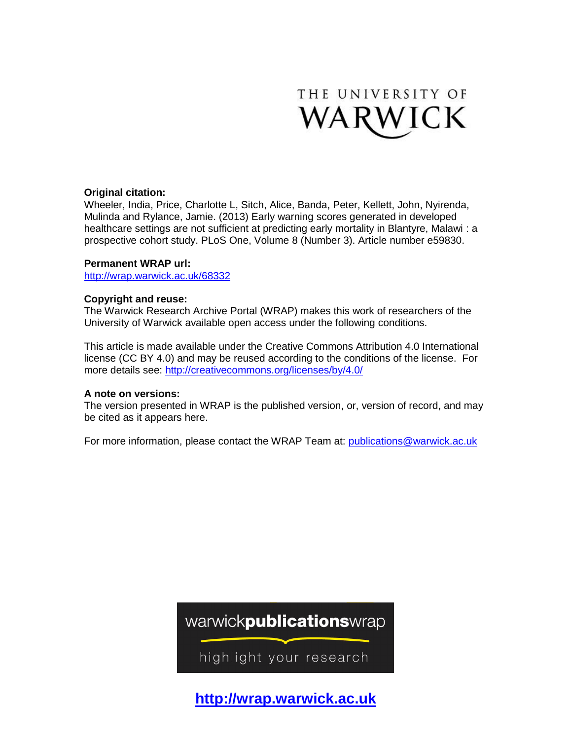THE UNIVERSITY OF WARWICK

**Original citation:**
Wheeler, India, Price, Charlotte L, Sitch, Alice, Banda, Peter, Kellett, John, Nyirenda, Mulinda and Rylance, Jamie. (2013) Early warning scores generated in developed healthcare settings are not sufficient at predicting early mortality in Blantyre, Malawi : a prospective cohort study. PLoS One, Volume 8 (Number 3). Article number e59830.

**Permanent WRAP url:**
http://wrap.warwick.ac.uk/68332

**Copyright and reuse:**
The Warwick Research Archive Portal (WRAP) makes this work of researchers of the University of Warwick available open access under the following conditions.

This article is made available under the Creative Commons Attribution 4.0 International license (CC BY 4.0) and may be reused according to the conditions of the license. For more details see: http://creativecommons.org/licenses/by/4.0/

**A note on versions:**
The version presented in WRAP is the published version, or, version of record, and may be cited as it appears here.

For more information, please contact the WRAP Team at: publications@warwick.ac.uk

warwick**publications**wrap

highlight your research

**http://wrap.warwick.ac.uk**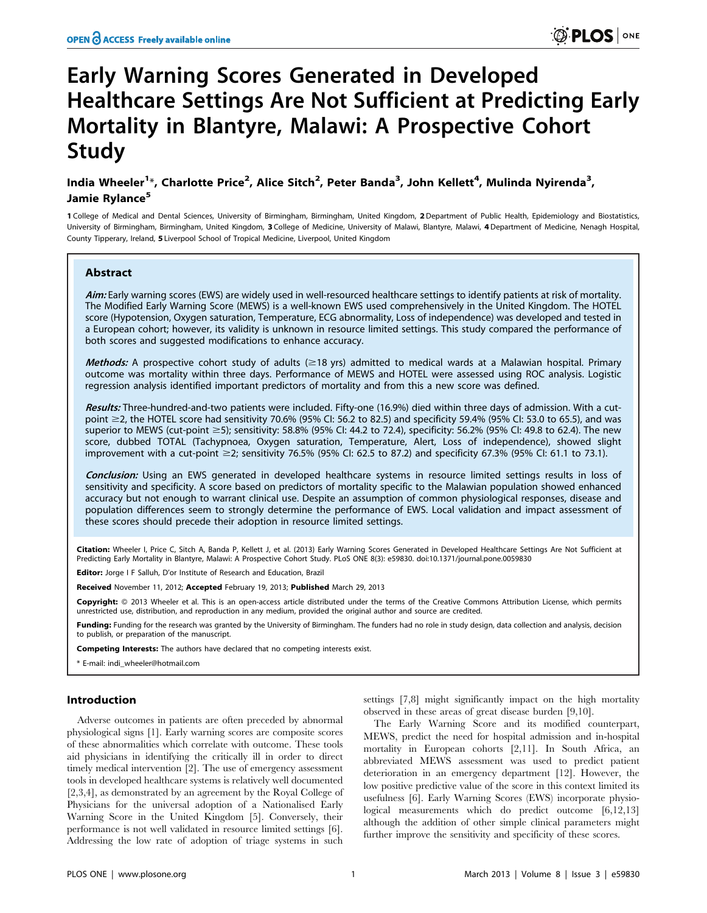# Early Warning Scores Generated in Developed Healthcare Settings Are Not Sufficient at Predicting Early Mortality in Blantyre, Malawi: A Prospective Cohort Study

**India Wheeler[1]*, Charlotte Price[2], Alice Sitch[2], Peter Banda[3], John Kellett[4], Mulinda Nyirenda[3], Jamie Rylance[5]**

**1** College of Medical and Dental Sciences, University of Birmingham, Birmingham, United Kingdom, **2** Department of Public Health, Epidemiology and Biostatistics, University of Birmingham, Birmingham, United Kingdom, **3** College of Medicine, University of Malawi, Blantyre, Malawi, **4** Department of Medicine, Nenagh Hospital, County Tipperary, Ireland, **5** Liverpool School of Tropical Medicine, Liverpool, United Kingdom

## Abstract

***Aim:*** Early warning scores (EWS) are widely used in well-resourced healthcare settings to identify patients at risk of mortality. The Modified Early Warning Score (MEWS) is a well-known EWS used comprehensively in the United Kingdom. The HOTEL score (Hypotension, Oxygen saturation, Temperature, ECG abnormality, Loss of independence) was developed and tested in a European cohort; however, its validity is unknown in resource limited settings. This study compared the performance of both scores and suggested modifications to enhance accuracy.

***Methods:*** A prospective cohort study of adults (≥18 yrs) admitted to medical wards at a Malawian hospital. Primary outcome was mortality within three days. Performance of MEWS and HOTEL were assessed using ROC analysis. Logistic regression analysis identified important predictors of mortality and from this a new score was defined.

***Results:*** Three-hundred-and-two patients were included. Fifty-one (16.9%) died within three days of admission. With a cut-point ≥2, the HOTEL score had sensitivity 70.6% (95% CI: 56.2 to 82.5) and specificity 59.4% (95% CI: 53.0 to 65.5), and was superior to MEWS (cut-point ≥5); sensitivity: 58.8% (95% CI: 44.2 to 72.4), specificity: 56.2% (95% CI: 49.8 to 62.4). The new score, dubbed TOTAL (Tachypnoea, Oxygen saturation, Temperature, Alert, Loss of independence), showed slight improvement with a cut-point ≥2; sensitivity 76.5% (95% CI: 62.5 to 87.2) and specificity 67.3% (95% CI: 61.1 to 73.1).

***Conclusion:*** Using an EWS generated in developed healthcare systems in resource limited settings results in loss of sensitivity and specificity. A score based on predictors of mortality specific to the Malawian population showed enhanced accuracy but not enough to warrant clinical use. Despite an assumption of common physiological responses, disease and population differences seem to strongly determine the performance of EWS. Local validation and impact assessment of these scores should precede their adoption in resource limited settings.

**Citation:** Wheeler I, Price C, Sitch A, Banda P, Kellett J, et al. (2013) Early Warning Scores Generated in Developed Healthcare Settings Are Not Sufficient at Predicting Early Mortality in Blantyre, Malawi: A Prospective Cohort Study. PLoS ONE 8(3): e59830. doi:10.1371/journal.pone.0059830

**Editor:** Jorge I F Salluh, D'or Institute of Research and Education, Brazil

**Received** November 11, 2012; **Accepted** February 19, 2013; **Published** March 29, 2013

**Copyright:** © 2013 Wheeler et al. This is an open-access article distributed under the terms of the Creative Commons Attribution License, which permits unrestricted use, distribution, and reproduction in any medium, provided the original author and source are credited.

**Funding:** Funding for the research was granted by the University of Birmingham. The funders had no role in study design, data collection and analysis, decision to publish, or preparation of the manuscript.

**Competing Interests:** The authors have declared that no competing interests exist.

\* E-mail: indi_wheeler@hotmail.com

## Introduction

Adverse outcomes in patients are often preceded by abnormal physiological signs [1]. Early warning scores are composite scores of these abnormalities which correlate with outcome. These tools aid physicians in identifying the critically ill in order to direct timely medical intervention [2]. The use of emergency assessment tools in developed healthcare systems is relatively well documented [2,3,4], as demonstrated by an agreement by the Royal College of Physicians for the universal adoption of a Nationalised Early Warning Score in the United Kingdom [5]. Conversely, their performance is not well validated in resource limited settings [6]. Addressing the low rate of adoption of triage systems in such settings [7,8] might significantly impact on the high mortality observed in these areas of great disease burden [9,10].

The Early Warning Score and its modified counterpart, MEWS, predict the need for hospital admission and in-hospital mortality in European cohorts [2,11]. In South Africa, an abbreviated MEWS assessment was used to predict patient deterioration in an emergency department [12]. However, the low positive predictive value of the score in this context limited its usefulness [6]. Early Warning Scores (EWS) incorporate physiological measurements which do predict outcome [6,12,13] although the addition of other simple clinical parameters might further improve the sensitivity and specificity of these scores.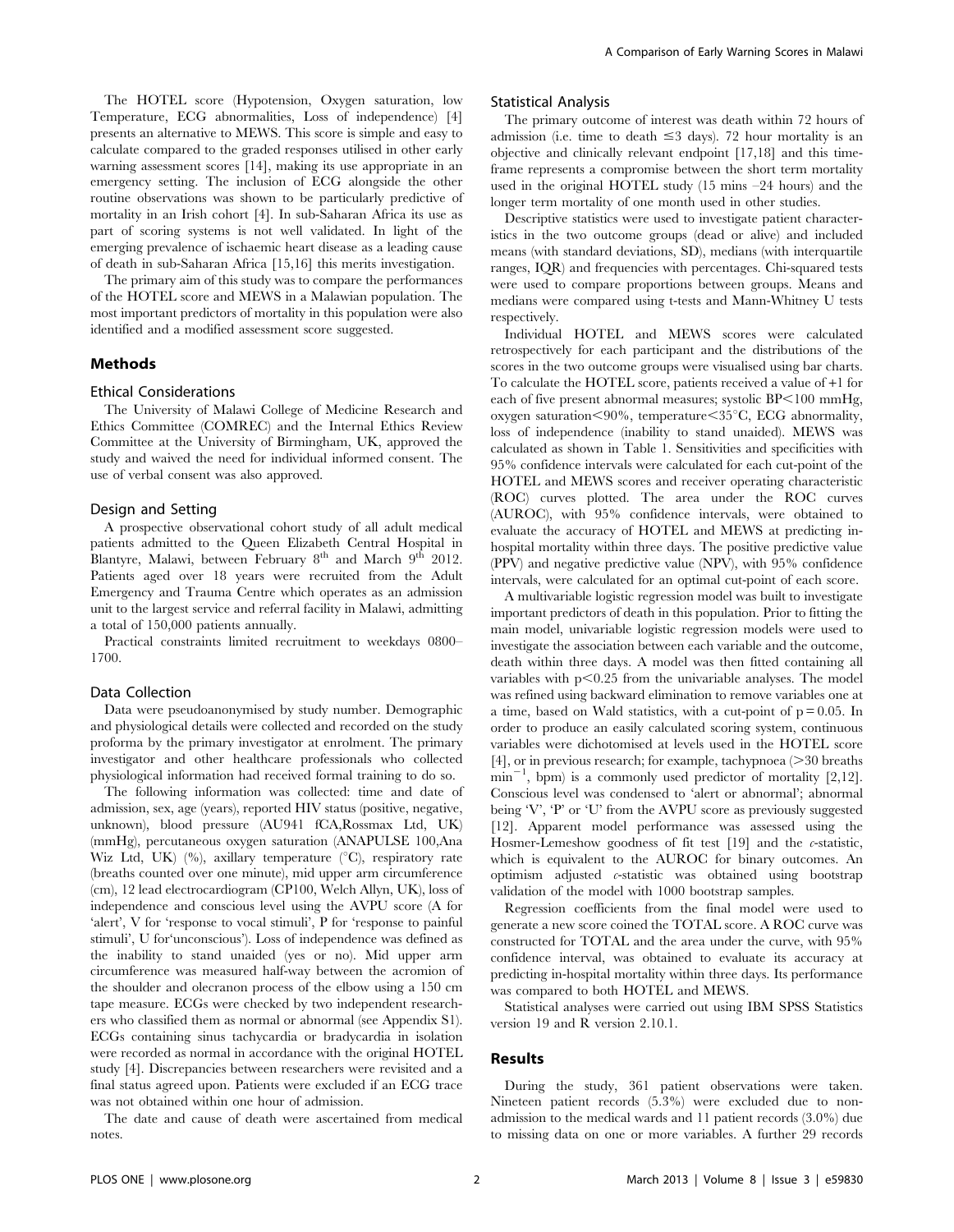The HOTEL score (Hypotension, Oxygen saturation, low Temperature, ECG abnormalities, Loss of independence) [4] presents an alternative to MEWS. This score is simple and easy to calculate compared to the graded responses utilised in other early warning assessment scores [14], making its use appropriate in an emergency setting. The inclusion of ECG alongside the other routine observations was shown to be particularly predictive of mortality in an Irish cohort [4]. In sub-Saharan Africa its use as part of scoring systems is not well validated. In light of the emerging prevalence of ischaemic heart disease as a leading cause of death in sub-Saharan Africa [15,16] this merits investigation.

The primary aim of this study was to compare the performances of the HOTEL score and MEWS in a Malawian population. The most important predictors of mortality in this population were also identified and a modified assessment score suggested.

## Methods

### Ethical Considerations

The University of Malawi College of Medicine Research and Ethics Committee (COMREC) and the Internal Ethics Review Committee at the University of Birmingham, UK, approved the study and waived the need for individual informed consent. The use of verbal consent was also approved.

### Design and Setting

A prospective observational cohort study of all adult medical patients admitted to the Queen Elizabeth Central Hospital in Blantyre, Malawi, between February 8th and March 9th 2012. Patients aged over 18 years were recruited from the Adult Emergency and Trauma Centre which operates as an admission unit to the largest service and referral facility in Malawi, admitting a total of 150,000 patients annually.

Practical constraints limited recruitment to weekdays 0800–1700.

### Data Collection

Data were pseudoanonymised by study number. Demographic and physiological details were collected and recorded on the study proforma by the primary investigator at enrolment. The primary investigator and other healthcare professionals who collected physiological information had received formal training to do so.

The following information was collected: time and date of admission, sex, age (years), reported HIV status (positive, negative, unknown), blood pressure (AU941 fCA,Rossmax Ltd, UK) (mmHg), percutaneous oxygen saturation (ANAPULSE 100,Ana Wiz Ltd, UK) (%), axillary temperature (°C), respiratory rate (breaths counted over one minute), mid upper arm circumference (cm), 12 lead electrocardiogram (CP100, Welch Allyn, UK), loss of independence and conscious level using the AVPU score (A for 'alert', V for 'response to vocal stimuli', P for 'response to painful stimuli', U for'unconscious'). Loss of independence was defined as the inability to stand unaided (yes or no). Mid upper arm circumference was measured half-way between the acromion of the shoulder and olecranon process of the elbow using a 150 cm tape measure. ECGs were checked by two independent researchers who classified them as normal or abnormal (see Appendix S1). ECGs containing sinus tachycardia or bradycardia in isolation were recorded as normal in accordance with the original HOTEL study [4]. Discrepancies between researchers were revisited and a final status agreed upon. Patients were excluded if an ECG trace was not obtained within one hour of admission.

The date and cause of death were ascertained from medical notes.

### Statistical Analysis

The primary outcome of interest was death within 72 hours of admission (i.e. time to death $\leq 3$ days). 72 hour mortality is an objective and clinically relevant endpoint [17,18] and this timeframe represents a compromise between the short term mortality used in the original HOTEL study (15 mins –24 hours) and the longer term mortality of one month used in other studies.

Descriptive statistics were used to investigate patient characteristics in the two outcome groups (dead or alive) and included means (with standard deviations, SD), medians (with interquartile ranges, IQR) and frequencies with percentages. Chi-squared tests were used to compare proportions between groups. Means and medians were compared using t-tests and Mann-Whitney U tests respectively.

Individual HOTEL and MEWS scores were calculated retrospectively for each participant and the distributions of the scores in the two outcome groups were visualised using bar charts. To calculate the HOTEL score, patients received a value of +1 for each of five present abnormal measures; systolic BP<100 mmHg, oxygen saturation<90%, temperature<35°C, ECG abnormality, loss of independence (inability to stand unaided). MEWS was calculated as shown in Table 1. Sensitivities and specificities with 95% confidence intervals were calculated for each cut-point of the HOTEL and MEWS scores and receiver operating characteristic (ROC) curves plotted. The area under the ROC curves (AUROC), with 95% confidence intervals, were obtained to evaluate the accuracy of HOTEL and MEWS at predicting in-hospital mortality within three days. The positive predictive value (PPV) and negative predictive value (NPV), with 95% confidence intervals, were calculated for an optimal cut-point of each score.

A multivariable logistic regression model was built to investigate important predictors of death in this population. Prior to fitting the main model, univariable logistic regression models were used to investigate the association between each variable and the outcome, death within three days. A model was then fitted containing all variables with $p<0.25$ from the univariable analyses. The model was refined using backward elimination to remove variables one at a time, based on Wald statistics, with a cut-point of $p = 0.05$. In order to produce an easily calculated scoring system, continuous variables were dichotomised at levels used in the HOTEL score [4], or in previous research; for example, tachypnoea (>30 breaths $\text{min}^{-1}$, bpm) is a commonly used predictor of mortality [2,12]. Conscious level was condensed to 'alert or abnormal'; abnormal being 'V', 'P' or 'U' from the AVPU score as previously suggested [12]. Apparent model performance was assessed using the Hosmer-Lemeshow goodness of fit test [19] and the *c*-statistic, which is equivalent to the AUROC for binary outcomes. An optimism adjusted *c*-statistic was obtained using bootstrap validation of the model with 1000 bootstrap samples.

Regression coefficients from the final model were used to generate a new score coined the TOTAL score. A ROC curve was constructed for TOTAL and the area under the curve, with 95% confidence interval, was obtained to evaluate its accuracy at predicting in-hospital mortality within three days. Its performance was compared to both HOTEL and MEWS.

Statistical analyses were carried out using IBM SPSS Statistics version 19 and R version 2.10.1.

## Results

During the study, 361 patient observations were taken. Nineteen patient records (5.3%) were excluded due to non-admission to the medical wards and 11 patient records (3.0%) due to missing data on one or more variables. A further 29 records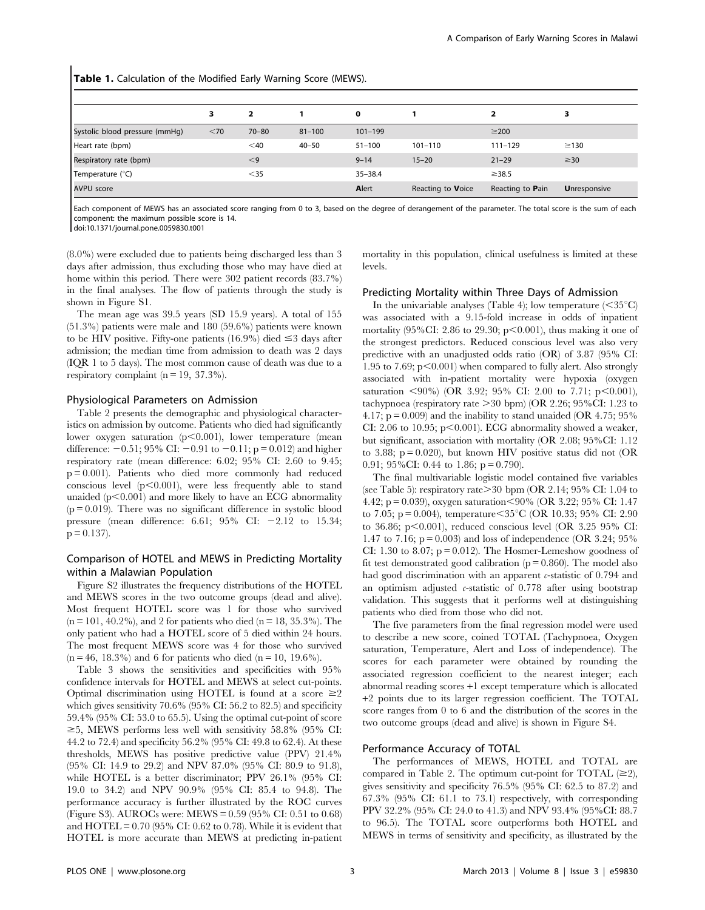**Table 1.** Calculation of the Modified Early Warning Score (MEWS).

| | 3 | 2 | 1 | 0 | 1 | 2 | 3 |
|---|---|---|---|---|---|---|---|
| Systolic blood pressure (mmHg) | <70 | 70–80 | 81–100 | 101–199 | | ≥200 | |
| Heart rate (bpm) | | <40 | 40–50 | 51–100 | 101–110 | 111–129 | ≥130 |
| Respiratory rate (bpm) | | <9 | | 9–14 | 15–20 | 21–29 | ≥30 |
| Temperature (°C) | | <35 | | 35–38.4 | | ≥38.5 | |
| AVPU score | | | | **A**lert | Reacting to **V**oice | Reacting to **P**ain | **U**nresponsive |

Each component of MEWS has an associated score ranging from 0 to 3, based on the degree of derangement of the parameter. The total score is the sum of each component: the maximum possible score is 14.
doi:10.1371/journal.pone.0059830.t001

(8.0%) were excluded due to patients being discharged less than 3 days after admission, thus excluding those who may have died at home within this period. There were 302 patient records (83.7%) in the final analyses. The flow of patients through the study is shown in Figure S1.

The mean age was 39.5 years (SD 15.9 years). A total of 155 (51.3%) patients were male and 180 (59.6%) patients were known to be HIV positive. Fifty-one patients (16.9%) died ≤3 days after admission; the median time from admission to death was 2 days (IQR 1 to 5 days). The most common cause of death was due to a respiratory complaint (n = 19, 37.3%).

### Physiological Parameters on Admission

Table 2 presents the demographic and physiological characteristics on admission by outcome. Patients who died had significantly lower oxygen saturation ($p<0.001$), lower temperature (mean difference: −0.51; 95% CI: −0.91 to −0.11; $p = 0.012$) and higher respiratory rate (mean difference: 6.02; 95% CI: 2.60 to 9.45; $p = 0.001$). Patients who died more commonly had reduced conscious level ($p<0.001$), were less frequently able to stand unaided ($p<0.001$) and more likely to have an ECG abnormality ($p = 0.019$). There was no significant difference in systolic blood pressure (mean difference: 6.61; 95% CI: −2.12 to 15.34; $p = 0.137$).

### Comparison of HOTEL and MEWS in Predicting Mortality within a Malawian Population

Figure S2 illustrates the frequency distributions of the HOTEL and MEWS scores in the two outcome groups (dead and alive). Most frequent HOTEL score was 1 for those who survived (n = 101, 40.2%), and 2 for patients who died (n = 18, 35.3%). The only patient who had a HOTEL score of 5 died within 24 hours. The most frequent MEWS score was 4 for those who survived (n = 46, 18.3%) and 6 for patients who died (n = 10, 19.6%).

Table 3 shows the sensitivities and specificities with 95% confidence intervals for HOTEL and MEWS at select cut-points. Optimal discrimination using HOTEL is found at a score ≥2 which gives sensitivity 70.6% (95% CI: 56.2 to 82.5) and specificity 59.4% (95% CI: 53.0 to 65.5). Using the optimal cut-point of score ≥5, MEWS performs less well with sensitivity 58.8% (95% CI: 44.2 to 72.4) and specificity 56.2% (95% CI: 49.8 to 62.4). At these thresholds, MEWS has positive predictive value (PPV) 21.4% (95% CI: 14.9 to 29.2) and NPV 87.0% (95% CI: 80.9 to 91.8), while HOTEL is a better discriminator; PPV 26.1% (95% CI: 19.0 to 34.2) and NPV 90.9% (95% CI: 85.4 to 94.8). The performance accuracy is further illustrated by the ROC curves (Figure S3). AUROCs were: MEWS = 0.59 (95% CI: 0.51 to 0.68) and HOTEL = 0.70 (95% CI: 0.62 to 0.78). While it is evident that HOTEL is more accurate than MEWS at predicting in-patient mortality in this population, clinical usefulness is limited at these levels.

### Predicting Mortality within Three Days of Admission

In the univariable analyses (Table 4); low temperature (<35°C) was associated with a 9.15-fold increase in odds of inpatient mortality (95%CI: 2.86 to 29.30; $p<0.001$), thus making it one of the strongest predictors. Reduced conscious level was also very predictive with an unadjusted odds ratio (OR) of 3.87 (95% CI: 1.95 to 7.69; $p<0.001$) when compared to fully alert. Also strongly associated with in-patient mortality were hypoxia (oxygen saturation <90%) (OR 3.92; 95% CI: 2.00 to 7.71; $p<0.001$), tachypnoea (respiratory rate >30 bpm) (OR 2.26; 95%CI: 1.23 to 4.17; $p = 0.009$) and the inability to stand unaided (OR 4.75; 95% CI: 2.06 to 10.95; $p<0.001$). ECG abnormality showed a weaker, but significant, association with mortality (OR 2.08; 95%CI: 1.12 to 3.88; $p = 0.020$), but known HIV positive status did not (OR 0.91; 95%CI: 0.44 to 1.86; $p = 0.790$).

The final multivariable logistic model contained five variables (see Table 5): respiratory rate>30 bpm (OR 2.14; 95% CI: 1.04 to 4.42; $p = 0.039$), oxygen saturation<90% (OR 3.22; 95% CI: 1.47 to 7.05; $p = 0.004$), temperature<35°C (OR 10.33; 95% CI: 2.90 to 36.86; $p<0.001$), reduced conscious level (OR 3.25 95% CI: 1.47 to 7.16; $p = 0.003$) and loss of independence (OR 3.24; 95% CI: 1.30 to 8.07; $p = 0.012$). The Hosmer-Lemeshow goodness of fit test demonstrated good calibration ($p = 0.860$). The model also had good discrimination with an apparent *c*-statistic of 0.794 and an optimism adjusted *c*-statistic of 0.778 after using bootstrap validation. This suggests that it performs well at distinguishing patients who died from those who did not.

The five parameters from the final regression model were used to describe a new score, coined TOTAL (Tachypnoea, Oxygen saturation, Temperature, Alert and Loss of independence). The scores for each parameter were obtained by rounding the associated regression coefficient to the nearest integer; each abnormal reading scores +1 except temperature which is allocated +2 points due to its larger regression coefficient. The TOTAL score ranges from 0 to 6 and the distribution of the scores in the two outcome groups (dead and alive) is shown in Figure S4.

### Performance Accuracy of TOTAL

The performances of MEWS, HOTEL and TOTAL are compared in Table 2. The optimum cut-point for TOTAL (≥2), gives sensitivity and specificity 76.5% (95% CI: 62.5 to 87.2) and 67.3% (95% CI: 61.1 to 73.1) respectively, with corresponding PPV 32.2% (95% CI: 24.0 to 41.3) and NPV 93.4% (95%CI: 88.7 to 96.5). The TOTAL score outperforms both HOTEL and MEWS in terms of sensitivity and specificity, as illustrated by the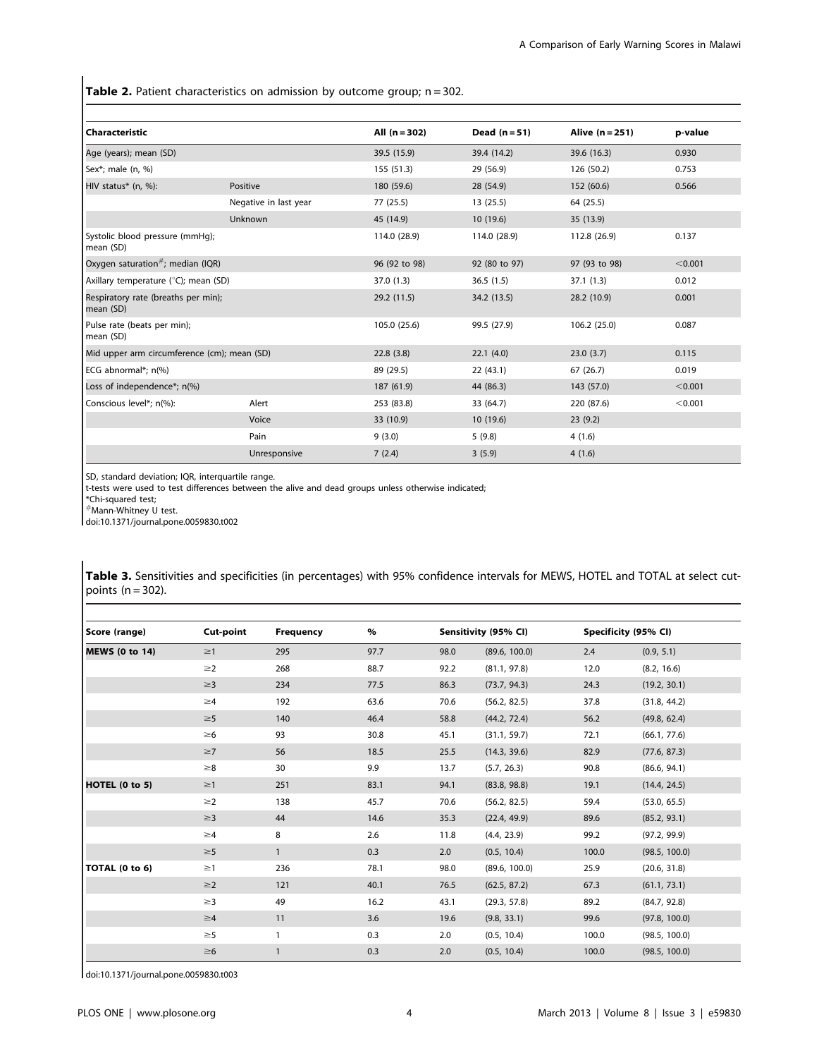**Table 2.** Patient characteristics on admission by outcome group; n = 302.

| Characteristic | | All (n = 302) | Dead (n = 51) | Alive (n = 251) | p-value |
|---|---|---|---|---|---|
| Age (years); mean (SD) | | 39.5 (15.9) | 39.4 (14.2) | 39.6 (16.3) | 0.930 |
| Sex*; male (n, %) | | 155 (51.3) | 29 (56.9) | 126 (50.2) | 0.753 |
| HIV status* (n, %): | Positive | 180 (59.6) | 28 (54.9) | 152 (60.6) | 0.566 |
| | Negative in last year | 77 (25.5) | 13 (25.5) | 64 (25.5) | |
| | Unknown | 45 (14.9) | 10 (19.6) | 35 (13.9) | |
| Systolic blood pressure (mmHg); mean (SD) | | 114.0 (28.9) | 114.0 (28.9) | 112.8 (26.9) | 0.137 |
| Oxygen saturation#; median (IQR) | | 96 (92 to 98) | 92 (80 to 97) | 97 (93 to 98) | <0.001 |
| Axillary temperature (°C); mean (SD) | | 37.0 (1.3) | 36.5 (1.5) | 37.1 (1.3) | 0.012 |
| Respiratory rate (breaths per min); mean (SD) | | 29.2 (11.5) | 34.2 (13.5) | 28.2 (10.9) | 0.001 |
| Pulse rate (beats per min); mean (SD) | | 105.0 (25.6) | 99.5 (27.9) | 106.2 (25.0) | 0.087 |
| Mid upper arm circumference (cm); mean (SD) | | 22.8 (3.8) | 22.1 (4.0) | 23.0 (3.7) | 0.115 |
| ECG abnormal*; n(%) | | 89 (29.5) | 22 (43.1) | 67 (26.7) | 0.019 |
| Loss of independence*; n(%) | | 187 (61.9) | 44 (86.3) | 143 (57.0) | <0.001 |
| Conscious level*; n(%): | Alert | 253 (83.8) | 33 (64.7) | 220 (87.6) | <0.001 |
| | Voice | 33 (10.9) | 10 (19.6) | 23 (9.2) | |
| | Pain | 9 (3.0) | 5 (9.8) | 4 (1.6) | |
| | Unresponsive | 7 (2.4) | 3 (5.9) | 4 (1.6) | |

SD, standard deviation; IQR, interquartile range.
t-tests were used to test differences between the alive and dead groups unless otherwise indicated;
*Chi-squared test;
#Mann-Whitney U test.
doi:10.1371/journal.pone.0059830.t002

**Table 3.** Sensitivities and specificities (in percentages) with 95% confidence intervals for MEWS, HOTEL and TOTAL at select cut-points (n = 302).

| Score (range) | Cut-point | Frequency | % | Sensitivity (95% CI) | | Specificity (95% CI) | |
|---|---|---|---|---|---|---|---|
| **MEWS (0 to 14)** | ≥1 | 295 | 97.7 | 98.0 | (89.6, 100.0) | 2.4 | (0.9, 5.1) |
| | ≥2 | 268 | 88.7 | 92.2 | (81.1, 97.8) | 12.0 | (8.2, 16.6) |
| | ≥3 | 234 | 77.5 | 86.3 | (73.7, 94.3) | 24.3 | (19.2, 30.1) |
| | ≥4 | 192 | 63.6 | 70.6 | (56.2, 82.5) | 37.8 | (31.8, 44.2) |
| | ≥5 | 140 | 46.4 | 58.8 | (44.2, 72.4) | 56.2 | (49.8, 62.4) |
| | ≥6 | 93 | 30.8 | 45.1 | (31.1, 59.7) | 72.1 | (66.1, 77.6) |
| | ≥7 | 56 | 18.5 | 25.5 | (14.3, 39.6) | 82.9 | (77.6, 87.3) |
| | ≥8 | 30 | 9.9 | 13.7 | (5.7, 26.3) | 90.8 | (86.6, 94.1) |
| **HOTEL (0 to 5)** | ≥1 | 251 | 83.1 | 94.1 | (83.8, 98.8) | 19.1 | (14.4, 24.5) |
| | ≥2 | 138 | 45.7 | 70.6 | (56.2, 82.5) | 59.4 | (53.0, 65.5) |
| | ≥3 | 44 | 14.6 | 35.3 | (22.4, 49.9) | 89.6 | (85.2, 93.1) |
| | ≥4 | 8 | 2.6 | 11.8 | (4.4, 23.9) | 99.2 | (97.2, 99.9) |
| | ≥5 | 1 | 0.3 | 2.0 | (0.5, 10.4) | 100.0 | (98.5, 100.0) |
| **TOTAL (0 to 6)** | ≥1 | 236 | 78.1 | 98.0 | (89.6, 100.0) | 25.9 | (20.6, 31.8) |
| | ≥2 | 121 | 40.1 | 76.5 | (62.5, 87.2) | 67.3 | (61.1, 73.1) |
| | ≥3 | 49 | 16.2 | 43.1 | (29.3, 57.8) | 89.2 | (84.7, 92.8) |
| | ≥4 | 11 | 3.6 | 19.6 | (9.8, 33.1) | 99.6 | (97.8, 100.0) |
| | ≥5 | 1 | 0.3 | 2.0 | (0.5, 10.4) | 100.0 | (98.5, 100.0) |
| | ≥6 | 1 | 0.3 | 2.0 | (0.5, 10.4) | 100.0 | (98.5, 100.0) |

doi:10.1371/journal.pone.0059830.t003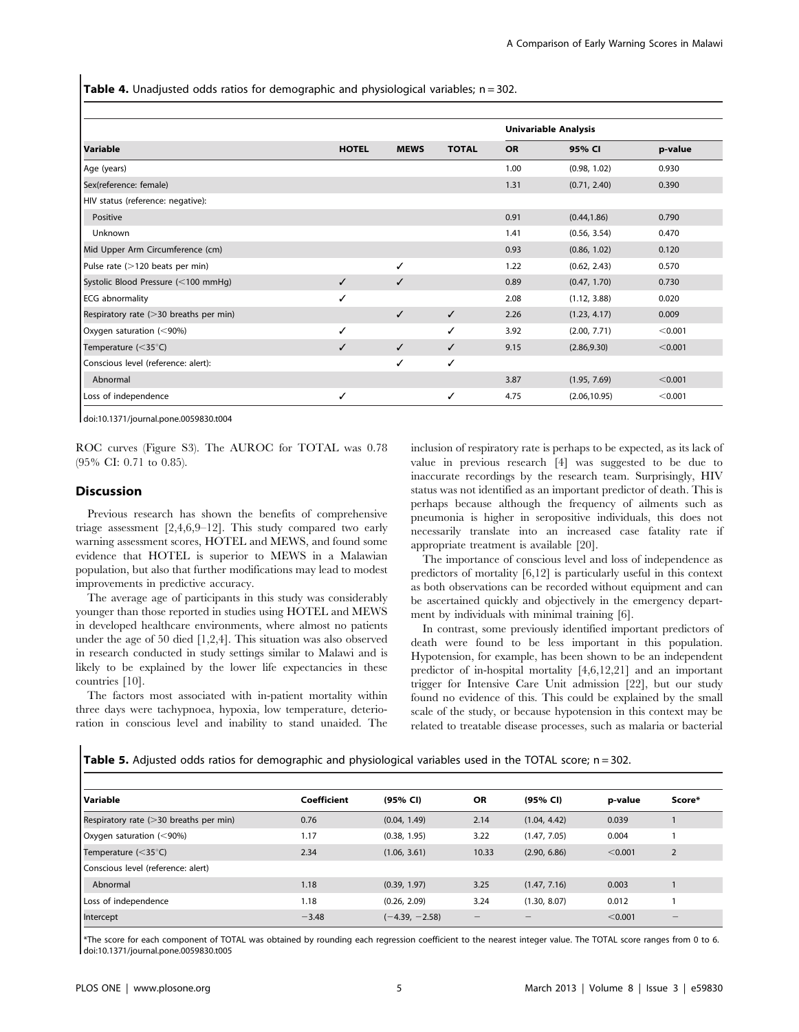**Table 4.** Unadjusted odds ratios for demographic and physiological variables; n = 302.

| Variable | HOTEL | MEWS | TOTAL | Univariable Analysis | | |
|---|---|---|---|---|---|---|
| | | | | OR | 95% CI | p-value |
| Age (years) | | | | 1.00 | (0.98, 1.02) | 0.930 |
| Sex(reference: female) | | | | 1.31 | (0.71, 2.40) | 0.390 |
| HIV status (reference: negative): | | | | | | |
| Positive | | | | 0.91 | (0.44,1.86) | 0.790 |
| Unknown | | | | 1.41 | (0.56, 3.54) | 0.470 |
| Mid Upper Arm Circumference (cm) | | | | 0.93 | (0.86, 1.02) | 0.120 |
| Pulse rate (>120 beats per min) | | ✓ | | 1.22 | (0.62, 2.43) | 0.570 |
| Systolic Blood Pressure (<100 mmHg) | ✓ | ✓ | | 0.89 | (0.47, 1.70) | 0.730 |
| ECG abnormality | ✓ | | | 2.08 | (1.12, 3.88) | 0.020 |
| Respiratory rate (>30 breaths per min) | | ✓ | ✓ | 2.26 | (1.23, 4.17) | 0.009 |
| Oxygen saturation (<90%) | ✓ | | ✓ | 3.92 | (2.00, 7.71) | <0.001 |
| Temperature (<35°C) | ✓ | ✓ | ✓ | 9.15 | (2.86,9.30) | <0.001 |
| Conscious level (reference: alert): | | ✓ | ✓ | | | |
| Abnormal | | | | 3.87 | (1.95, 7.69) | <0.001 |
| Loss of independence | ✓ | | ✓ | 4.75 | (2.06,10.95) | <0.001 |

doi:10.1371/journal.pone.0059830.t004

ROC curves (Figure S3). The AUROC for TOTAL was 0.78 (95% CI: 0.71 to 0.85).

## Discussion

Previous research has shown the benefits of comprehensive triage assessment [2,4,6,9–12]. This study compared two early warning assessment scores, HOTEL and MEWS, and found some evidence that HOTEL is superior to MEWS in a Malawian population, but also that further modifications may lead to modest improvements in predictive accuracy.

The average age of participants in this study was considerably younger than those reported in studies using HOTEL and MEWS in developed healthcare environments, where almost no patients under the age of 50 died [1,2,4]. This situation was also observed in research conducted in study settings similar to Malawi and is likely to be explained by the lower life expectancies in these countries [10].

The factors most associated with in-patient mortality within three days were tachypnoea, hypoxia, low temperature, deterioration in conscious level and inability to stand unaided. The inclusion of respiratory rate is perhaps to be expected, as its lack of value in previous research [4] was suggested to be due to inaccurate recordings by the research team. Surprisingly, HIV status was not identified as an important predictor of death. This is perhaps because although the frequency of ailments such as pneumonia is higher in seropositive individuals, this does not necessarily translate into an increased case fatality rate if appropriate treatment is available [20].

The importance of conscious level and loss of independence as predictors of mortality [6,12] is particularly useful in this context as both observations can be recorded without equipment and can be ascertained quickly and objectively in the emergency department by individuals with minimal training [6].

In contrast, some previously identified important predictors of death were found to be less important in this population. Hypotension, for example, has been shown to be an independent predictor of in-hospital mortality [4,6,12,21] and an important trigger for Intensive Care Unit admission [22], but our study found no evidence of this. This could be explained by the small scale of the study, or because hypotension in this context may be related to treatable disease processes, such as malaria or bacterial

**Table 5.** Adjusted odds ratios for demographic and physiological variables used in the TOTAL score; n = 302.

| Variable | Coefficient | (95% CI) | OR | (95% CI) | p-value | Score* |
|---|---|---|---|---|---|---|
| Respiratory rate (>30 breaths per min) | 0.76 | (0.04, 1.49) | 2.14 | (1.04, 4.42) | 0.039 | 1 |
| Oxygen saturation (<90%) | 1.17 | (0.38, 1.95) | 3.22 | (1.47, 7.05) | 0.004 | 1 |
| Temperature (<35°C) | 2.34 | (1.06, 3.61) | 10.33 | (2.90, 6.86) | <0.001 | 2 |
| Conscious level (reference: alert) | | | | | | |
| Abnormal | 1.18 | (0.39, 1.97) | 3.25 | (1.47, 7.16) | 0.003 | 1 |
| Loss of independence | 1.18 | (0.26, 2.09) | 3.24 | (1.30, 8.07) | 0.012 | 1 |
| Intercept | −3.48 | (−4.39, −2.58) | – | – | <0.001 | – |

*The score for each component of TOTAL was obtained by rounding each regression coefficient to the nearest integer value. The TOTAL score ranges from 0 to 6.
doi:10.1371/journal.pone.0059830.t005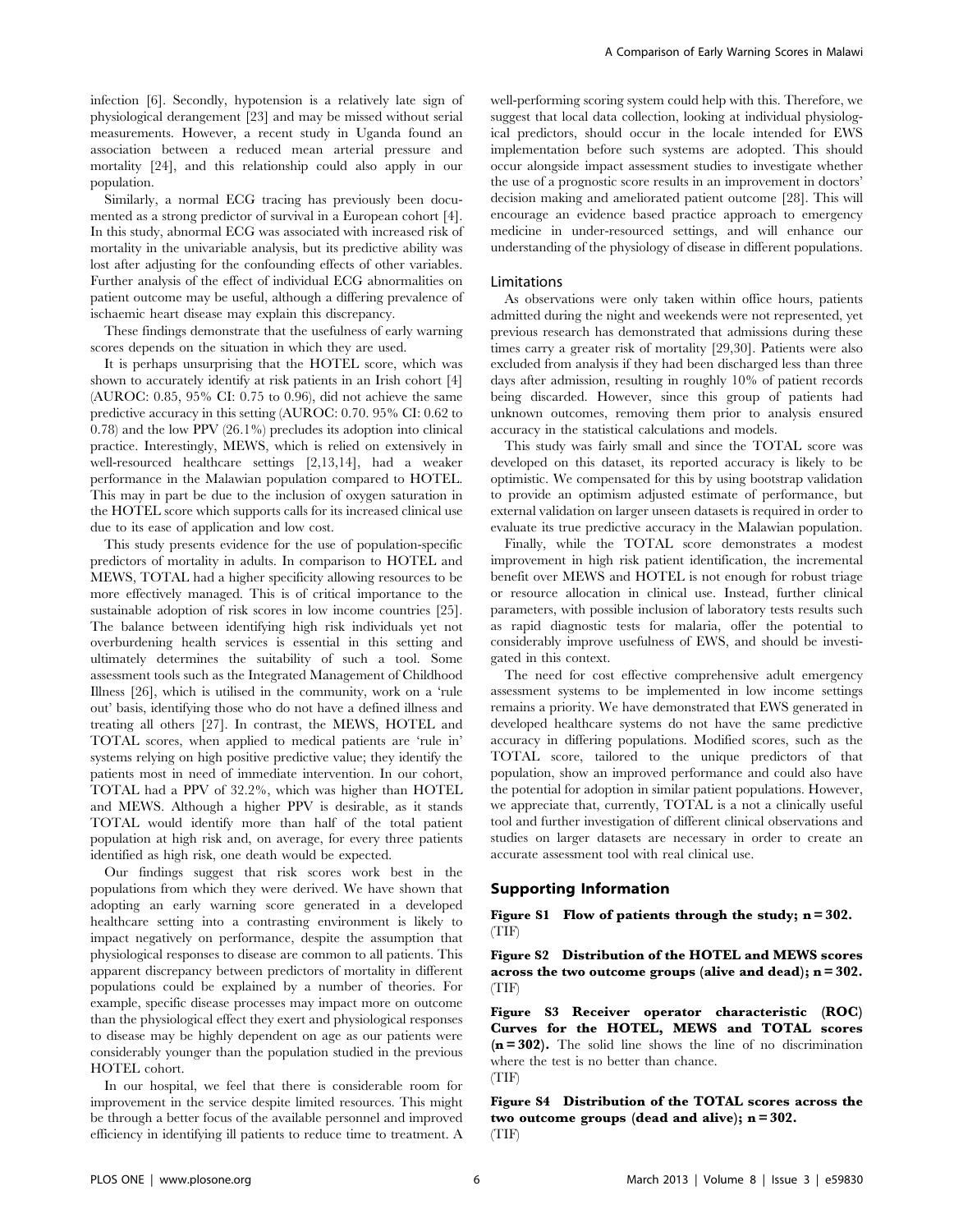infection [6]. Secondly, hypotension is a relatively late sign of physiological derangement [23] and may be missed without serial measurements. However, a recent study in Uganda found an association between a reduced mean arterial pressure and mortality [24], and this relationship could also apply in our population.

Similarly, a normal ECG tracing has previously been documented as a strong predictor of survival in a European cohort [4]. In this study, abnormal ECG was associated with increased risk of mortality in the univariable analysis, but its predictive ability was lost after adjusting for the confounding effects of other variables. Further analysis of the effect of individual ECG abnormalities on patient outcome may be useful, although a differing prevalence of ischaemic heart disease may explain this discrepancy.

These findings demonstrate that the usefulness of early warning scores depends on the situation in which they are used.

It is perhaps unsurprising that the HOTEL score, which was shown to accurately identify at risk patients in an Irish cohort [4] (AUROC: 0.85, 95% CI: 0.75 to 0.96), did not achieve the same predictive accuracy in this setting (AUROC: 0.70. 95% CI: 0.62 to 0.78) and the low PPV (26.1%) precludes its adoption into clinical practice. Interestingly, MEWS, which is relied on extensively in well-resourced healthcare settings [2,13,14], had a weaker performance in the Malawian population compared to HOTEL. This may in part be due to the inclusion of oxygen saturation in the HOTEL score which supports calls for its increased clinical use due to its ease of application and low cost.

This study presents evidence for the use of population-specific predictors of mortality in adults. In comparison to HOTEL and MEWS, TOTAL had a higher specificity allowing resources to be more effectively managed. This is of critical importance to the sustainable adoption of risk scores in low income countries [25]. The balance between identifying high risk individuals yet not overburdening health services is essential in this setting and ultimately determines the suitability of such a tool. Some assessment tools such as the Integrated Management of Childhood Illness [26], which is utilised in the community, work on a 'rule out' basis, identifying those who do not have a defined illness and treating all others [27]. In contrast, the MEWS, HOTEL and TOTAL scores, when applied to medical patients are 'rule in' systems relying on high positive predictive value; they identify the patients most in need of immediate intervention. In our cohort, TOTAL had a PPV of 32.2%, which was higher than HOTEL and MEWS. Although a higher PPV is desirable, as it stands TOTAL would identify more than half of the total patient population at high risk and, on average, for every three patients identified as high risk, one death would be expected.

Our findings suggest that risk scores work best in the populations from which they were derived. We have shown that adopting an early warning score generated in a developed healthcare setting into a contrasting environment is likely to impact negatively on performance, despite the assumption that physiological responses to disease are common to all patients. This apparent discrepancy between predictors of mortality in different populations could be explained by a number of theories. For example, specific disease processes may impact more on outcome than the physiological effect they exert and physiological responses to disease may be highly dependent on age as our patients were considerably younger than the population studied in the previous HOTEL cohort.

In our hospital, we feel that there is considerable room for improvement in the service despite limited resources. This might be through a better focus of the available personnel and improved efficiency in identifying ill patients to reduce time to treatment. A well-performing scoring system could help with this. Therefore, we suggest that local data collection, looking at individual physiological predictors, should occur in the locale intended for EWS implementation before such systems are adopted. This should occur alongside impact assessment studies to investigate whether the use of a prognostic score results in an improvement in doctors' decision making and ameliorated patient outcome [28]. This will encourage an evidence based practice approach to emergency medicine in under-resourced settings, and will enhance our understanding of the physiology of disease in different populations.

### Limitations

As observations were only taken within office hours, patients admitted during the night and weekends were not represented, yet previous research has demonstrated that admissions during these times carry a greater risk of mortality [29,30]. Patients were also excluded from analysis if they had been discharged less than three days after admission, resulting in roughly 10% of patient records being discarded. However, since this group of patients had unknown outcomes, removing them prior to analysis ensured accuracy in the statistical calculations and models.

This study was fairly small and since the TOTAL score was developed on this dataset, its reported accuracy is likely to be optimistic. We compensated for this by using bootstrap validation to provide an optimism adjusted estimate of performance, but external validation on larger unseen datasets is required in order to evaluate its true predictive accuracy in the Malawian population.

Finally, while the TOTAL score demonstrates a modest improvement in high risk patient identification, the incremental benefit over MEWS and HOTEL is not enough for robust triage or resource allocation in clinical use. Instead, further clinical parameters, with possible inclusion of laboratory tests results such as rapid diagnostic tests for malaria, offer the potential to considerably improve usefulness of EWS, and should be investigated in this context.

The need for cost effective comprehensive adult emergency assessment systems to be implemented in low income settings remains a priority. We have demonstrated that EWS generated in developed healthcare systems do not have the same predictive accuracy in differing populations. Modified scores, such as the TOTAL score, tailored to the unique predictors of that population, show an improved performance and could also have the potential for adoption in similar patient populations. However, we appreciate that, currently, TOTAL is a not a clinically useful tool and further investigation of different clinical observations and studies on larger datasets are necessary in order to create an accurate assessment tool with real clinical use.

## Supporting Information

**Figure S1 Flow of patients through the study; n = 302.**
(TIF)

**Figure S2 Distribution of the HOTEL and MEWS scores across the two outcome groups (alive and dead); n = 302.**
(TIF)

**Figure S3 Receiver operator characteristic (ROC) Curves for the HOTEL, MEWS and TOTAL scores (n = 302).** The solid line shows the line of no discrimination where the test is no better than chance.
(TIF)

**Figure S4 Distribution of the TOTAL scores across the two outcome groups (dead and alive); n = 302.**
(TIF)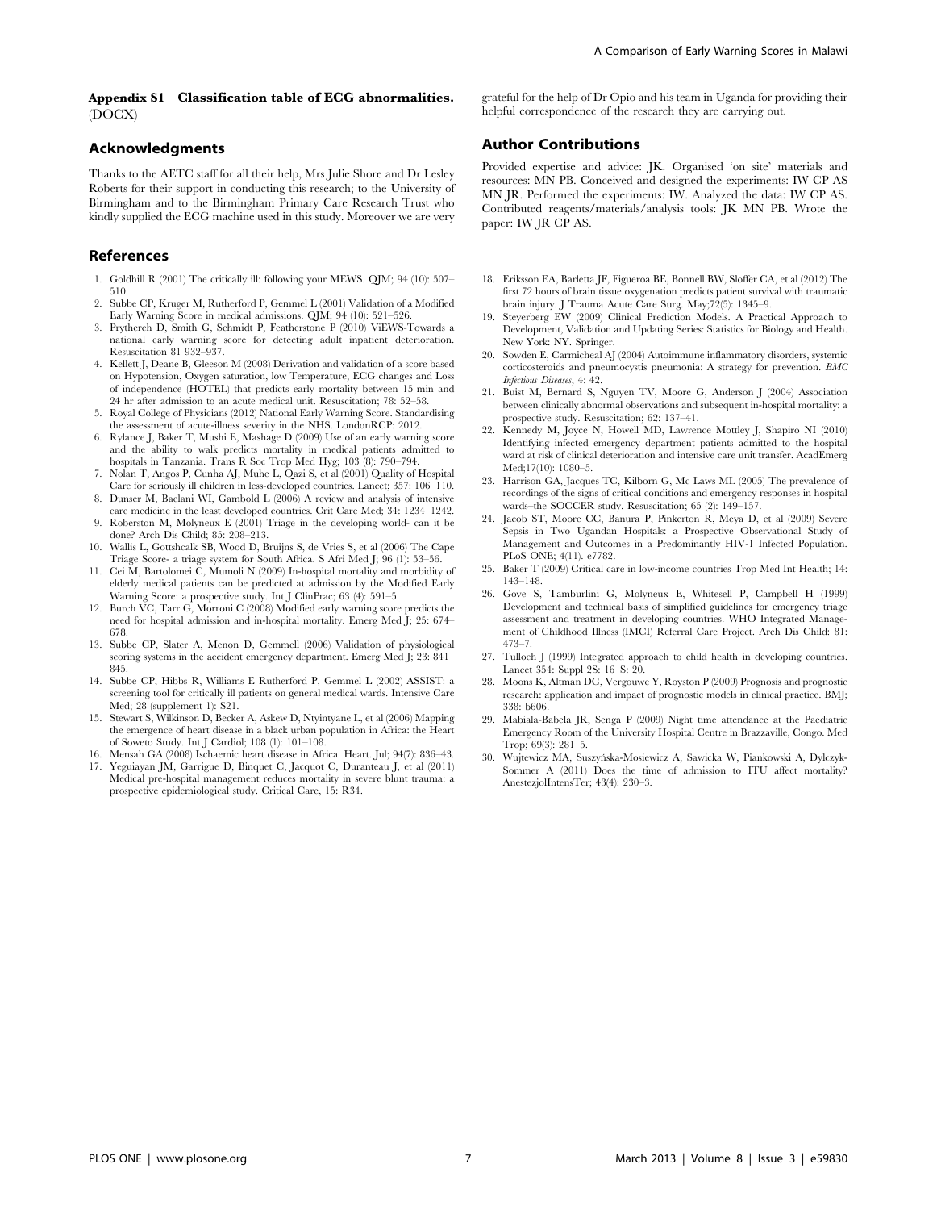**Appendix S1 Classification table of ECG abnormalities.** (DOCX)

## Acknowledgments

Thanks to the AETC staff for all their help, Mrs Julie Shore and Dr Lesley Roberts for their support in conducting this research; to the University of Birmingham and to the Birmingham Primary Care Research Trust who kindly supplied the ECG machine used in this study. Moreover we are very grateful for the help of Dr Opio and his team in Uganda for providing their helpful correspondence of the research they are carrying out.

## Author Contributions

Provided expertise and advice: JK. Organised 'on site' materials and resources: MN PB. Conceived and designed the experiments: IW CP AS MN JR. Performed the experiments: IW. Analyzed the data: IW CP AS. Contributed reagents/materials/analysis tools: JK MN PB. Wrote the paper: IW JR CP AS.

## References

1. Goldhill R (2001) The critically ill: following your MEWS. QJM; 94 (10): 507–510.
2. Subbe CP, Kruger M, Rutherford P, Gemmel L (2001) Validation of a Modified Early Warning Score in medical admissions. QJM; 94 (10): 521–526.
3. Prytherch D, Smith G, Schmidt P, Featherstone P (2010) ViEWS-Towards a national early warning score for detecting adult inpatient deterioration. Resuscitation 81 932–937.
4. Kellett J, Deane B, Gleeson M (2008) Derivation and validation of a score based on Hypotension, Oxygen saturation, low Temperature, ECG changes and Loss of independence (HOTEL) that predicts early mortality between 15 min and 24 hr after admission to an acute medical unit. Resuscitation; 78: 52–58.
5. Royal College of Physicians (2012) National Early Warning Score. Standardising the assessment of acute-illness severity in the NHS. LondonRCP: 2012.
6. Rylance J, Baker T, Mushi E, Mashage D (2009) Use of an early warning score and the ability to walk predicts mortality in medical patients admitted to hospitals in Tanzania. Trans R Soc Trop Med Hyg; 103 (8): 790–794.
7. Nolan T, Angos P, Cunha AJ, Muhe L, Qazi S, et al (2001) Quality of Hospital Care for seriously ill children in less-developed countries. Lancet; 357: 106–110.
8. Dunser M, Baelani WI, Gambold L (2006) A review and analysis of intensive care medicine in the least developed countries. Crit Care Med; 34: 1234–1242.
9. Roberston M, Molyneux E (2001) Triage in the developing world- can it be done? Arch Dis Child; 85: 208–213.
10. Wallis L, Gottshcalk SB, Wood D, Bruijns S, de Vries S, et al (2006) The Cape Triage Score- a triage system for South Africa. S Afri Med J; 96 (1): 53–56.
11. Cei M, Bartolomei C, Mumoli N (2009) In-hospital mortality and morbidity of elderly medical patients can be predicted at admission by the Modified Early Warning Score: a prospective study. Int J ClinPrac; 63 (4): 591–5.
12. Burch VC, Tarr G, Morroni C (2008) Modified early warning score predicts the need for hospital admission and in-hospital mortality. Emerg Med J; 25: 674–678.
13. Subbe CP, Slater A, Menon D, Gemmell (2006) Validation of physiological scoring systems in the accident emergency department. Emerg Med J; 23: 841–845.
14. Subbe CP, Hibbs R, Williams E Rutherford P, Gemmel L (2002) ASSIST: a screening tool for critically ill patients on general medical wards. Intensive Care Med; 28 (supplement 1): S21.
15. Stewart S, Wilkinson D, Becker A, Askew D, Ntyintyane L, et al (2006) Mapping the emergence of heart disease in a black urban population in Africa: the Heart of Soweto Study. Int J Cardiol; 108 (1): 101–108.
16. Mensah GA (2008) Ischaemic heart disease in Africa. Heart. Jul; 94(7): 836–43.
17. Yeguiayan JM, Garrigue D, Binquet C, Jacquot C, Duranteau J, et al (2011) Medical pre-hospital management reduces mortality in severe blunt trauma: a prospective epidemiological study. Critical Care, 15: R34.
18. Eriksson EA, Barletta JF, Figueroa BE, Bonnell BW, Sloffer CA, et al (2012) The first 72 hours of brain tissue oxygenation predicts patient survival with traumatic brain injury. J Trauma Acute Care Surg. May;72(5): 1345–9.
19. Steyerberg EW (2009) Clinical Prediction Models. A Practical Approach to Development, Validation and Updating Series: Statistics for Biology and Health. New York: NY. Springer.
20. Sowden E, Carmicheal AJ (2004) Autoimmune inflammatory disorders, systemic corticosteroids and pneumocystis pneumonia: A strategy for prevention. *BMC Infectious Diseases*, 4: 42.
21. Buist M, Bernard S, Nguyen TV, Moore G, Anderson J (2004) Association between clinically abnormal observations and subsequent in-hospital mortality: a prospective study. Resuscitation; 62: 137–41.
22. Kennedy M, Joyce N, Howell MD, Lawrence Mottley J, Shapiro NI (2010) Identifying infected emergency department patients admitted to the hospital ward at risk of clinical deterioration and intensive care unit transfer. AcadEmerg Med;17(10): 1080–5.
23. Harrison GA, Jacques TC, Kilborn G, Mc Laws ML (2005) The prevalence of recordings of the signs of critical conditions and emergency responses in hospital wards–the SOCCER study. Resuscitation; 65 (2): 149–157.
24. Jacob ST, Moore CC, Banura P, Pinkerton R, Meya D, et al (2009) Severe Sepsis in Two Ugandan Hospitals: a Prospective Observational Study of Management and Outcomes in a Predominantly HIV-1 Infected Population. PLoS ONE; 4(11). e7782.
25. Baker T (2009) Critical care in low-income countries Trop Med Int Health; 14: 143–148.
26. Gove S, Tamburlini G, Molyneux E, Whitesell P, Campbell H (1999) Development and technical basis of simplified guidelines for emergency triage assessment and treatment in developing countries. WHO Integrated Management of Childhood Illness (IMCI) Referral Care Project. Arch Dis Child: 81: 473–7.
27. Tulloch J (1999) Integrated approach to child health in developing countries. Lancet 354: Suppl 2S: 16–S: 20.
28. Moons K, Altman DG, Vergouwe Y, Royston P (2009) Prognosis and prognostic research: application and impact of prognostic models in clinical practice. BMJ; 338: b606.
29. Mabiala-Babela JR, Senga P (2009) Night time attendance at the Paediatric Emergency Room of the University Hospital Centre in Brazzaville, Congo. Med Trop; 69(3): 281–5.
30. Wujtewicz MA, Suszyńska-Mosiewicz A, Sawicka W, Piankowski A, Dylczyk-Sommer A (2011) Does the time of admission to ITU affect mortality? AnestezjolIntensTer; 43(4): 230–3.